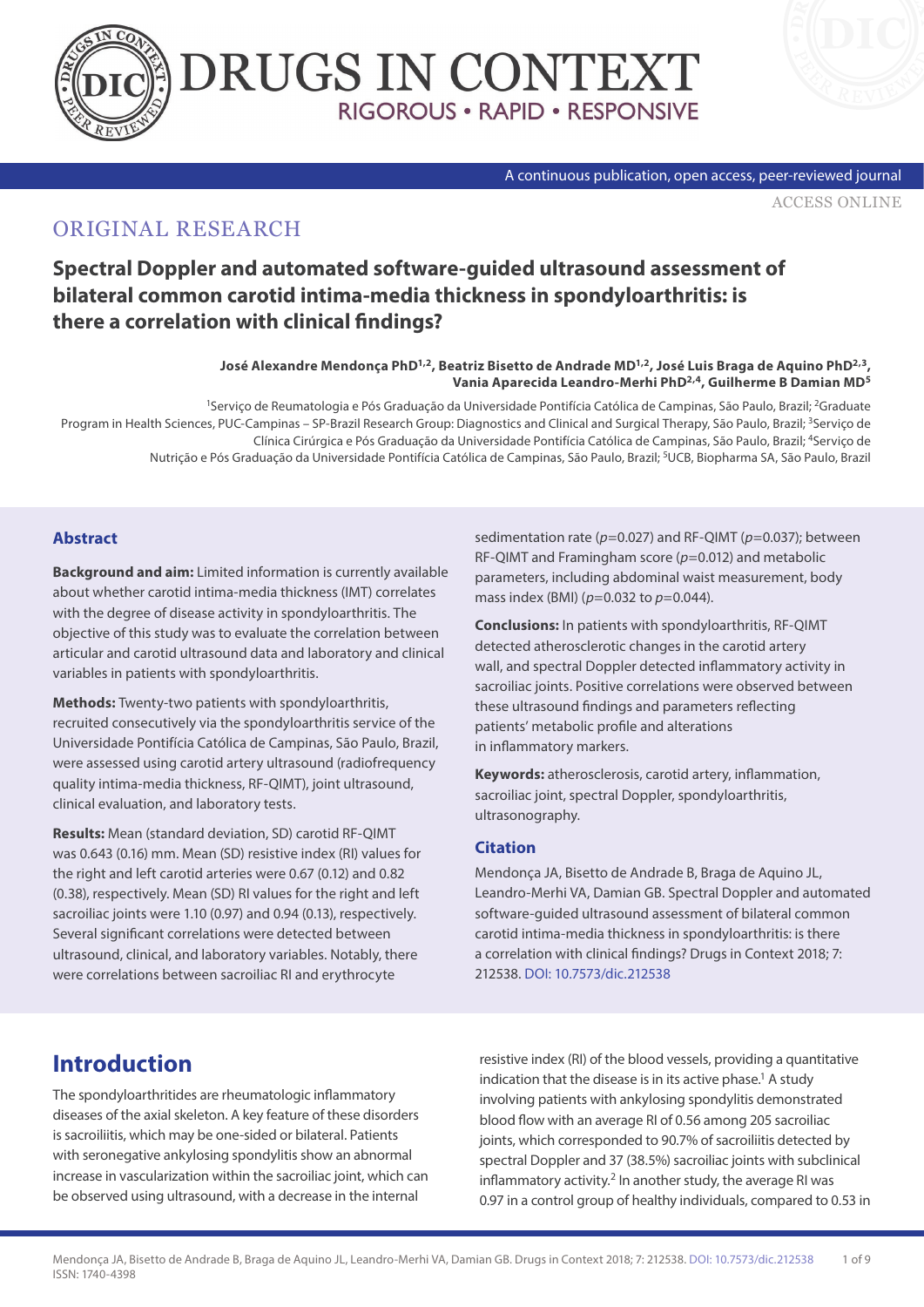ORIGINAL RESEARCH

# Spectral Doppler and automated software-guided ultrasound assessment of bilateral common carotid intima-media thickness in spondyloarthritis: is there a correlation with clinical findings?

**José Alexandre Mendonça PhD[1,2], Beatriz Bisetto de Andrade MD[1,2], José Luis Braga de Aquino PhD[2,3], Vania Aparecida Leandro-Merhi PhD[2,4], Guilherme B Damian MD[5]**

[1]Serviço de Reumatologia e Pós Graduação da Universidade Pontifícia Católica de Campinas, São Paulo, Brazil; [2]Graduate Program in Health Sciences, PUC-Campinas – SP-Brazil Research Group: Diagnostics and Clinical and Surgical Therapy, São Paulo, Brazil; [3]Serviço de Clínica Cirúrgica e Pós Graduação da Universidade Pontifícia Católica de Campinas, São Paulo, Brazil; [4]Serviço de Nutrição e Pós Graduação da Universidade Pontifícia Católica de Campinas, São Paulo, Brazil; [5]UCB, Biopharma SA, São Paulo, Brazil

## Abstract

**Background and aim:** Limited information is currently available about whether carotid intima-media thickness (IMT) correlates with the degree of disease activity in spondyloarthritis. The objective of this study was to evaluate the correlation between articular and carotid ultrasound data and laboratory and clinical variables in patients with spondyloarthritis.

**Methods:** Twenty-two patients with spondyloarthritis, recruited consecutively via the spondyloarthritis service of the Universidade Pontifícia Católica de Campinas, São Paulo, Brazil, were assessed using carotid artery ultrasound (radiofrequency quality intima-media thickness, RF-QIMT), joint ultrasound, clinical evaluation, and laboratory tests.

**Results:** Mean (standard deviation, SD) carotid RF-QIMT was 0.643 (0.16) mm. Mean (SD) resistive index (RI) values for the right and left carotid arteries were 0.67 (0.12) and 0.82 (0.38), respectively. Mean (SD) RI values for the right and left sacroiliac joints were 1.10 (0.97) and 0.94 (0.13), respectively. Several significant correlations were detected between ultrasound, clinical, and laboratory variables. Notably, there were correlations between sacroiliac RI and erythrocyte sedimentation rate ($p$=0.027) and RF-QIMT ($p$=0.037); between RF-QIMT and Framingham score ($p$=0.012) and metabolic parameters, including abdominal waist measurement, body mass index (BMI) ($p$=0.032 to $p$=0.044).

**Conclusions:** In patients with spondyloarthritis, RF-QIMT detected atherosclerotic changes in the carotid artery wall, and spectral Doppler detected inflammatory activity in sacroiliac joints. Positive correlations were observed between these ultrasound findings and parameters reflecting patients' metabolic profile and alterations in inflammatory markers.

**Keywords:** atherosclerosis, carotid artery, inflammation, sacroiliac joint, spectral Doppler, spondyloarthritis, ultrasonography.

### Citation

Mendonça JA, Bisetto de Andrade B, Braga de Aquino JL, Leandro-Merhi VA, Damian GB. Spectral Doppler and automated software-guided ultrasound assessment of bilateral common carotid intima-media thickness in spondyloarthritis: is there a correlation with clinical findings? Drugs in Context 2018; 7: 212538. DOI: 10.7573/dic.212538

## Introduction

The spondyloarthritides are rheumatologic inflammatory diseases of the axial skeleton. A key feature of these disorders is sacroiliitis, which may be one-sided or bilateral. Patients with seronegative ankylosing spondylitis show an abnormal increase in vascularization within the sacroiliac joint, which can be observed using ultrasound, with a decrease in the internal resistive index (RI) of the blood vessels, providing a quantitative indication that the disease is in its active phase.[1] A study involving patients with ankylosing spondylitis demonstrated blood flow with an average RI of 0.56 among 205 sacroiliac joints, which corresponded to 90.7% of sacroiliitis detected by spectral Doppler and 37 (38.5%) sacroiliac joints with subclinical inflammatory activity.[2] In another study, the average RI was 0.97 in a control group of healthy individuals, compared to 0.53 in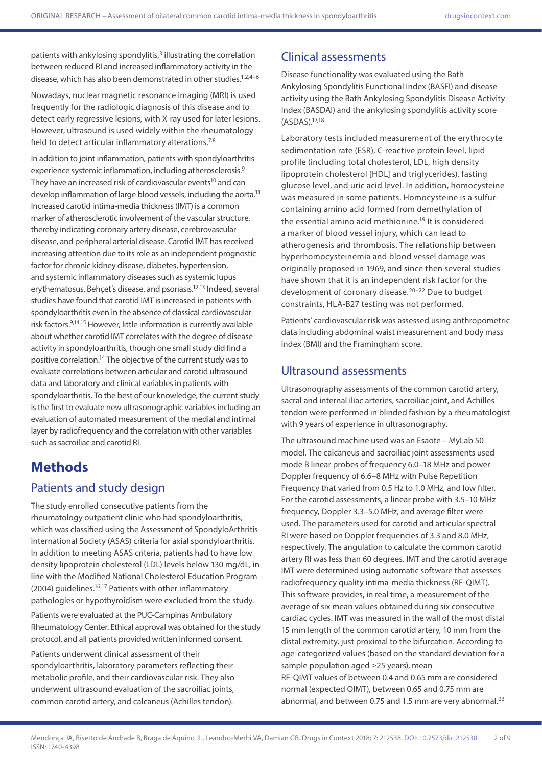patients with ankylosing spondylitis,[3] illustrating the correlation between reduced RI and increased inflammatory activity in the disease, which has also been demonstrated in other studies.[1,2,4–6]

Nowadays, nuclear magnetic resonance imaging (MRI) is used frequently for the radiologic diagnosis of this disease and to detect early regressive lesions, with X-ray used for later lesions. However, ultrasound is used widely within the rheumatology field to detect articular inflammatory alterations.[7,8]

In addition to joint inflammation, patients with spondyloarthritis experience systemic inflammation, including atherosclerosis.[9] They have an increased risk of cardiovascular events[10] and can develop inflammation of large blood vessels, including the aorta.[11] Increased carotid intima-media thickness (IMT) is a common marker of atherosclerotic involvement of the vascular structure, thereby indicating coronary artery disease, cerebrovascular disease, and peripheral arterial disease. Carotid IMT has received increasing attention due to its role as an independent prognostic factor for chronic kidney disease, diabetes, hypertension, and systemic inflammatory diseases such as systemic lupus erythematosus, Behçet's disease, and psoriasis.[12,13] Indeed, several studies have found that carotid IMT is increased in patients with spondyloarthritis even in the absence of classical cardiovascular risk factors.[9,14,15] However, little information is currently available about whether carotid IMT correlates with the degree of disease activity in spondyloarthritis, though one small study did find a positive correlation.[14] The objective of the current study was to evaluate correlations between articular and carotid ultrasound data and laboratory and clinical variables in patients with spondyloarthritis. To the best of our knowledge, the current study is the first to evaluate new ultrasonographic variables including an evaluation of automated measurement of the medial and intimal layer by radiofrequency and the correlation with other variables such as sacroiliac and carotid RI.

# Methods

## Patients and study design

The study enrolled consecutive patients from the rheumatology outpatient clinic who had spondyloarthritis, which was classified using the Assessment of SpondyloArthritis international Society (ASAS) criteria for axial spondyloarthritis. In addition to meeting ASAS criteria, patients had to have low density lipoprotein cholesterol (LDL) levels below 130 mg/dL, in line with the Modified National Cholesterol Education Program (2004) guidelines.[16,17] Patients with other inflammatory pathologies or hypothyroidism were excluded from the study.

Patients were evaluated at the PUC-Campinas Ambulatory Rheumatology Center. Ethical approval was obtained for the study protocol, and all patients provided written informed consent.

Patients underwent clinical assessment of their spondyloarthritis, laboratory parameters reflecting their metabolic profile, and their cardiovascular risk. They also underwent ultrasound evaluation of the sacroiliac joints, common carotid artery, and calcaneus (Achilles tendon).

## Clinical assessments

Disease functionality was evaluated using the Bath Ankylosing Spondylitis Functional Index (BASFI) and disease activity using the Bath Ankylosing Spondylitis Disease Activity Index (BASDAI) and the ankylosing spondylitis activity score (ASDAS).[17,18]

Laboratory tests included measurement of the erythrocyte sedimentation rate (ESR), C-reactive protein level, lipid profile (including total cholesterol, LDL, high density lipoprotein cholesterol [HDL] and triglycerides), fasting glucose level, and uric acid level. In addition, homocysteine was measured in some patients. Homocysteine is a sulfur-containing amino acid formed from demethylation of the essential amino acid methionine.[19] It is considered a marker of blood vessel injury, which can lead to atherogenesis and thrombosis. The relationship between hyperhomocysteinemia and blood vessel damage was originally proposed in 1969, and since then several studies have shown that it is an independent risk factor for the development of coronary disease.[20–22] Due to budget constraints, HLA-B27 testing was not performed.

Patients' cardiovascular risk was assessed using anthropometric data including abdominal waist measurement and body mass index (BMI) and the Framingham score.

## Ultrasound assessments

Ultrasonography assessments of the common carotid artery, sacral and internal iliac arteries, sacroiliac joint, and Achilles tendon were performed in blinded fashion by a rheumatologist with 9 years of experience in ultrasonography.

The ultrasound machine used was an Esaote – MyLab 50 model. The calcaneus and sacroiliac joint assessments used mode B linear probes of frequency 6.0–18 MHz and power Doppler frequency of 6.6–8 MHz with Pulse Repetition Frequency that varied from 0.5 Hz to 1.0 MHz, and low filter. For the carotid assessments, a linear probe with 3.5–10 MHz frequency, Doppler 3.3–5.0 MHz, and average filter were used. The parameters used for carotid and articular spectral RI were based on Doppler frequencies of 3.3 and 8.0 MHz, respectively. The angulation to calculate the common carotid artery RI was less than 60 degrees. IMT and the carotid average IMT were determined using automatic software that assesses radiofrequency quality intima-media thickness (RF-QIMT). This software provides, in real time, a measurement of the average of six mean values obtained during six consecutive cardiac cycles. IMT was measured in the wall of the most distal 15 mm length of the common carotid artery, 10 mm from the distal extremity, just proximal to the bifurcation. According to age-categorized values (based on the standard deviation for a sample population aged ≥25 years), mean RF-QIMT values of between 0.4 and 0.65 mm are considered normal (expected QIMT), between 0.65 and 0.75 mm are abnormal, and between 0.75 and 1.5 mm are very abnormal.[23]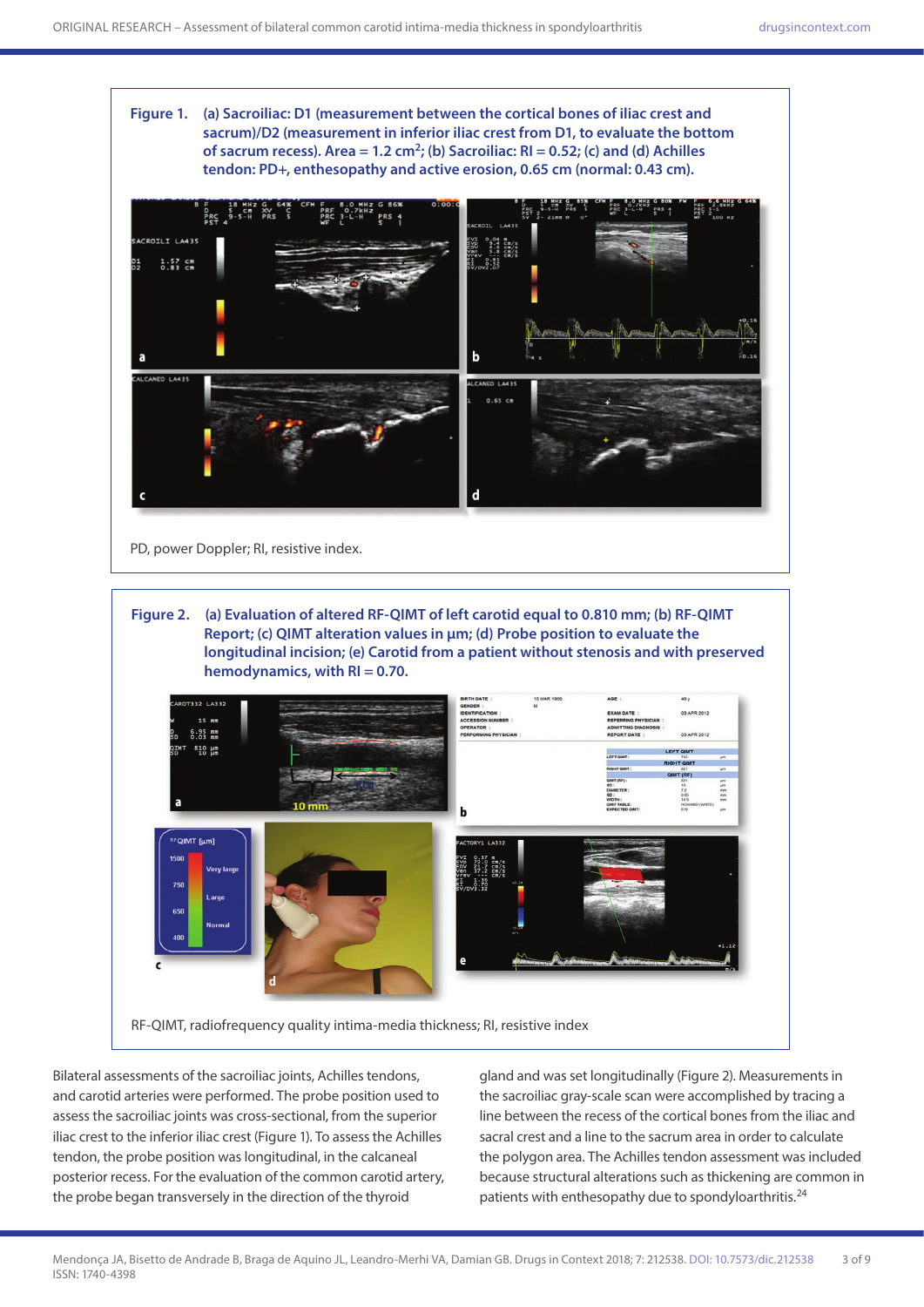**Figure 1. (a) Sacroiliac: D1 (measurement between the cortical bones of iliac crest and sacrum)/D2 (measurement in inferior iliac crest from D1, to evaluate the bottom of sacrum recess). Area = 1.2 cm$^2$; (b) Sacroiliac: RI = 0.52; (c) and (d) Achilles tendon: PD+, enthesopathy and active erosion, 0.65 cm (normal: 0.43 cm).**

PD, power Doppler; RI, resistive index.

**Figure 2. (a) Evaluation of altered RF-QIMT of left carotid equal to 0.810 mm; (b) RF-QIMT Report; (c) QIMT alteration values in µm; (d) Probe position to evaluate the longitudinal incision; (e) Carotid from a patient without stenosis and with preserved hemodynamics, with RI = 0.70.**

RF-QIMT, radiofrequency quality intima-media thickness; RI, resistive index

Bilateral assessments of the sacroiliac joints, Achilles tendons, and carotid arteries were performed. The probe position used to assess the sacroiliac joints was cross-sectional, from the superior iliac crest to the inferior iliac crest (Figure 1). To assess the Achilles tendon, the probe position was longitudinal, in the calcaneal posterior recess. For the evaluation of the common carotid artery, the probe began transversely in the direction of the thyroid gland and was set longitudinally (Figure 2). Measurements in the sacroiliac gray-scale scan were accomplished by tracing a line between the recess of the cortical bones from the iliac and sacral crest and a line to the sacrum area in order to calculate the polygon area. The Achilles tendon assessment was included because structural alterations such as thickening are common in patients with enthesopathy due to spondyloarthritis.[24]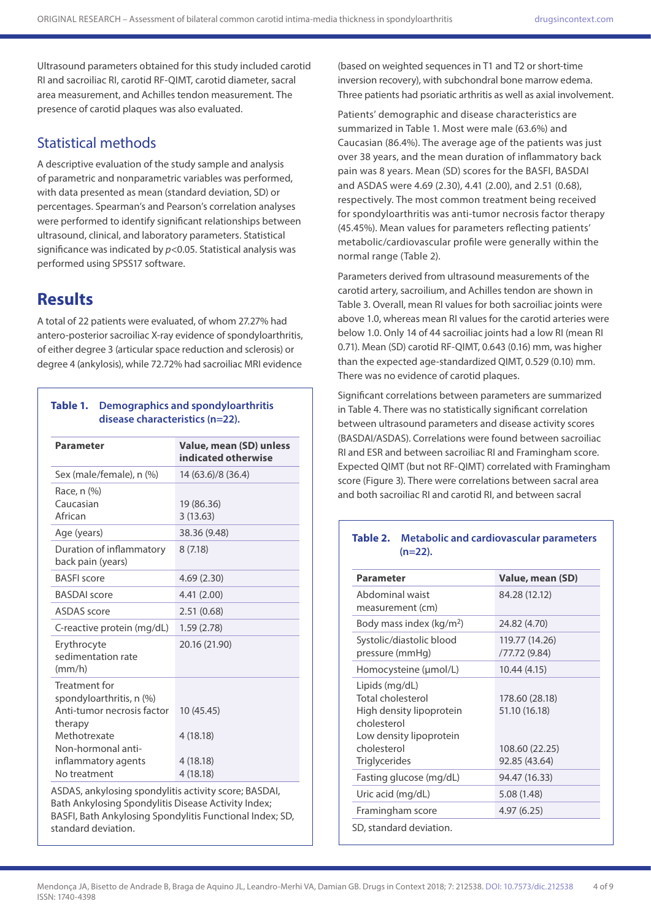Ultrasound parameters obtained for this study included carotid RI and sacroiliac RI, carotid RF-QIMT, carotid diameter, sacral area measurement, and Achilles tendon measurement. The presence of carotid plaques was also evaluated.

## Statistical methods

A descriptive evaluation of the study sample and analysis of parametric and nonparametric variables was performed, with data presented as mean (standard deviation, SD) or percentages. Spearman's and Pearson's correlation analyses were performed to identify significant relationships between ultrasound, clinical, and laboratory parameters. Statistical significance was indicated by $p<0.05$. Statistical analysis was performed using SPSS17 software.

# Results

A total of 22 patients were evaluated, of whom 27.27% had antero-posterior sacroiliac X-ray evidence of spondyloarthritis, of either degree 3 (articular space reduction and sclerosis) or degree 4 (ankylosis), while 72.72% had sacroiliac MRI evidence (based on weighted sequences in T1 and T2 or short-time inversion recovery), with subchondral bone marrow edema. Three patients had psoriatic arthritis as well as axial involvement.

**Table 1. Demographics and spondyloarthritis disease characteristics (n=22).**

| Parameter | Value, mean (SD) unless indicated otherwise |
|---|---|
| Sex (male/female), n (%) | 14 (63.6)/8 (36.4) |
| Race, n (%)<br>Caucasian<br>African | <br>19 (86.36)<br>3 (13.63) |
| Age (years) | 38.36 (9.48) |
| Duration of inflammatory back pain (years) | 8 (7.18) |
| BASFI score | 4.69 (2.30) |
| BASDAI score | 4.41 (2.00) |
| ASDAS score | 2.51 (0.68) |
| C-reactive protein (mg/dL) | 1.59 (2.78) |
| Erythrocyte sedimentation rate (mm/h) | 20.16 (21.90) |
| Treatment for spondyloarthritis, n (%)<br>Anti-tumor necrosis factor therapy<br>Methotrexate<br>Non-hormonal anti-inflammatory agents<br>No treatment | <br>10 (45.45)<br>4 (18.18)<br>4 (18.18)<br>4 (18.18) |

ASDAS, ankylosing spondylitis activity score; BASDAI, Bath Ankylosing Spondylitis Disease Activity Index; BASFI, Bath Ankylosing Spondylitis Functional Index; SD, standard deviation.

Patients' demographic and disease characteristics are summarized in Table 1. Most were male (63.6%) and Caucasian (86.4%). The average age of the patients was just over 38 years, and the mean duration of inflammatory back pain was 8 years. Mean (SD) scores for the BASFI, BASDAI and ASDAS were 4.69 (2.30), 4.41 (2.00), and 2.51 (0.68), respectively. The most common treatment being received for spondyloarthritis was anti-tumor necrosis factor therapy (45.45%). Mean values for parameters reflecting patients' metabolic/cardiovascular profile were generally within the normal range (Table 2).

Parameters derived from ultrasound measurements of the carotid artery, sacroilium, and Achilles tendon are shown in Table 3. Overall, mean RI values for both sacroiliac joints were above 1.0, whereas mean RI values for the carotid arteries were below 1.0. Only 14 of 44 sacroiliac joints had a low RI (mean RI 0.71). Mean (SD) carotid RF-QIMT, 0.643 (0.16) mm, was higher than the expected age-standardized QIMT, 0.529 (0.10) mm. There was no evidence of carotid plaques.

Significant correlations between parameters are summarized in Table 4. There was no statistically significant correlation between ultrasound parameters and disease activity scores (BASDAI/ASDAS). Correlations were found between sacroiliac RI and ESR and between sacroiliac RI and Framingham score. Expected QIMT (but not RF-QIMT) correlated with Framingham score (Figure 3). There were correlations between sacral area and both sacroiliac RI and carotid RI, and between sacral

**Table 2. Metabolic and cardiovascular parameters (n=22).**

| Parameter | Value, mean (SD) |
|---|---|
| Abdominal waist measurement (cm) | 84.28 (12.12) |
| Body mass index (kg/m$^2$) | 24.82 (4.70) |
| Systolic/diastolic blood pressure (mmHg) | 119.77 (14.26)/77.72 (9.84) |
| Homocysteine (μmol/L) | 10.44 (4.15) |
| Lipids (mg/dL)<br>Total cholesterol<br>High density lipoprotein cholesterol<br>Low density lipoprotein cholesterol<br>Triglycerides | <br>178.60 (28.18)<br>51.10 (16.18)<br>108.60 (22.25)<br>92.85 (43.64) |
| Fasting glucose (mg/dL) | 94.47 (16.33) |
| Uric acid (mg/dL) | 5.08 (1.48) |
| Framingham score | 4.97 (6.25) |

SD, standard deviation.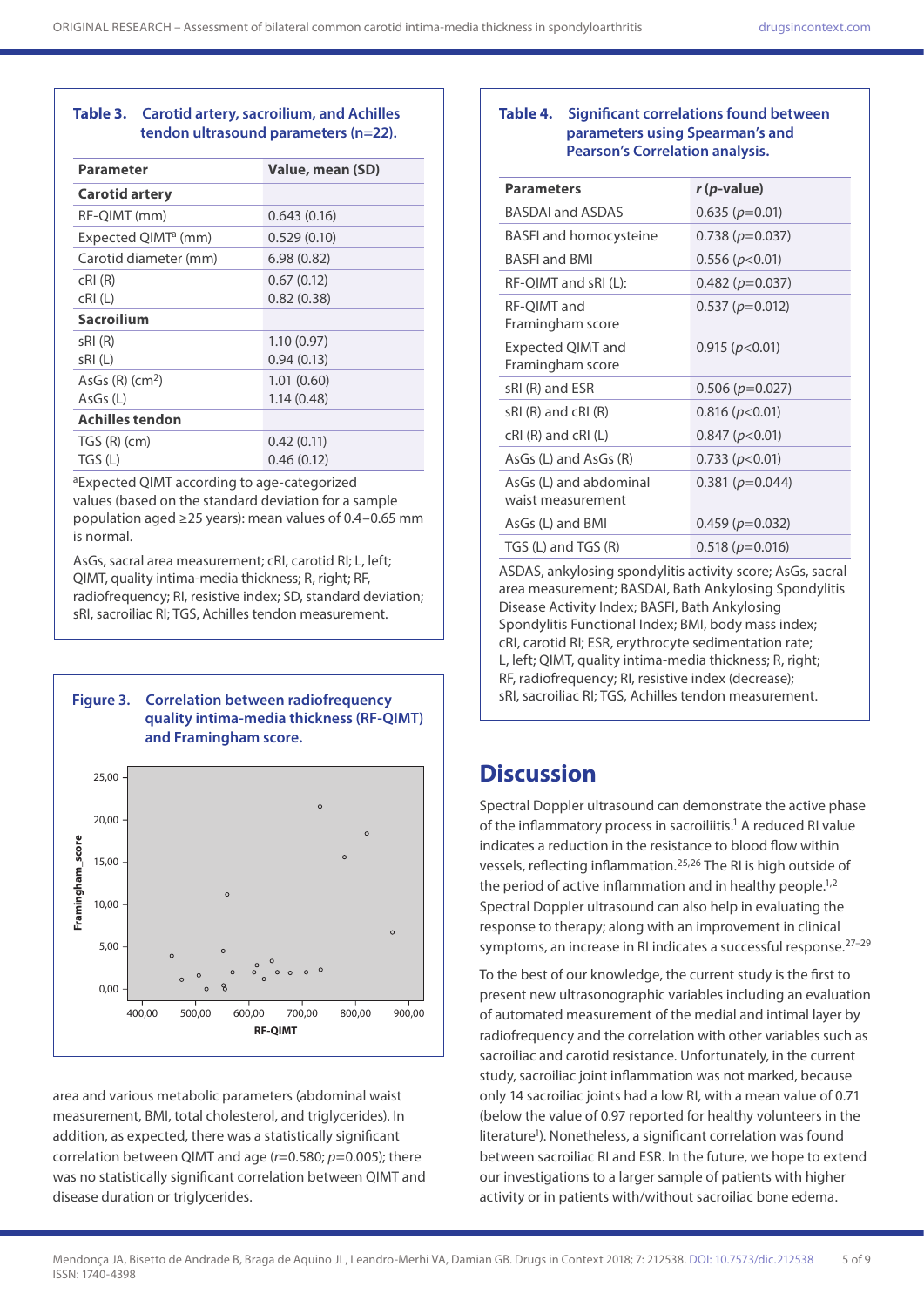**Table 3. Carotid artery, sacroilium, and Achilles tendon ultrasound parameters (n=22).**

| Parameter | Value, mean (SD) |
|---|---|
| **Carotid artery** | |
| RF-QIMT (mm) | 0.643 (0.16) |
| Expected QIMT[a] (mm) | 0.529 (0.10) |
| Carotid diameter (mm) | 6.98 (0.82) |
| cRI (R) | 0.67 (0.12) |
| cRI (L) | 0.82 (0.38) |
| **Sacroilium** | |
| sRI (R) | 1.10 (0.97) |
| sRI (L) | 0.94 (0.13) |
| AsGs (R) ($cm^2$) | 1.01 (0.60) |
| AsGs (L) | 1.14 (0.48) |
| **Achilles tendon** | |
| TGS (R) (cm) | 0.42 (0.11) |
| TGS (L) | 0.46 (0.12) |

[a]Expected QIMT according to age-categorized values (based on the standard deviation for a sample population aged ≥25 years): mean values of 0.4–0.65 mm is normal.

AsGs, sacral area measurement; cRI, carotid RI; L, left; QIMT, quality intima-media thickness; R, right; RF, radiofrequency; RI, resistive index; SD, standard deviation; sRI, sacroiliac RI; TGS, Achilles tendon measurement.

**Figure 3. Correlation between radiofrequency quality intima-media thickness (RF-QIMT) and Framingham score.**

**Table 4. Significant correlations found between parameters using Spearman's and Pearson's Correlation analysis.**

| Parameters | *r* (*p*-value) |
|---|---|
| BASDAI and ASDAS | 0.635 ($p$=0.01) |
| BASFI and homocysteine | 0.738 ($p$=0.037) |
| BASFI and BMI | 0.556 ($p$<0.01) |
| RF-QIMT and sRI (L): | 0.482 ($p$=0.037) |
| RF-QIMT and Framingham score | 0.537 ($p$=0.012) |
| Expected QIMT and Framingham score | 0.915 ($p$<0.01) |
| sRI (R) and ESR | 0.506 ($p$=0.027) |
| sRI (R) and cRI (R) | 0.816 ($p$<0.01) |
| cRI (R) and cRI (L) | 0.847 ($p$<0.01) |
| AsGs (L) and AsGs (R) | 0.733 ($p$<0.01) |
| AsGs (L) and abdominal waist measurement | 0.381 ($p$=0.044) |
| AsGs (L) and BMI | 0.459 ($p$=0.032) |
| TGS (L) and TGS (R) | 0.518 ($p$=0.016) |

ASDAS, ankylosing spondylitis activity score; AsGs, sacral area measurement; BASDAI, Bath Ankylosing Spondylitis Disease Activity Index; BASFI, Bath Ankylosing Spondylitis Functional Index; BMI, body mass index; cRI, carotid RI; ESR, erythrocyte sedimentation rate; L, left; QIMT, quality intima-media thickness; R, right; RF, radiofrequency; RI, resistive index (decrease); sRI, sacroiliac RI; TGS, Achilles tendon measurement.

area and various metabolic parameters (abdominal waist measurement, BMI, total cholesterol, and triglycerides). In addition, as expected, there was a statistically significant correlation between QIMT and age ($r$=0.580; $p$=0.005); there was no statistically significant correlation between QIMT and disease duration or triglycerides.

## Discussion

Spectral Doppler ultrasound can demonstrate the active phase of the inflammatory process in sacroiliitis.[1] A reduced RI value indicates a reduction in the resistance to blood flow within vessels, reflecting inflammation.[25,26] The RI is high outside of the period of active inflammation and in healthy people.[1,2] Spectral Doppler ultrasound can also help in evaluating the response to therapy; along with an improvement in clinical symptoms, an increase in RI indicates a successful response.[27–29]

To the best of our knowledge, the current study is the first to present new ultrasonographic variables including an evaluation of automated measurement of the medial and intimal layer by radiofrequency and the correlation with other variables such as sacroiliac and carotid resistance. Unfortunately, in the current study, sacroiliac joint inflammation was not marked, because only 14 sacroiliac joints had a low RI, with a mean value of 0.71 (below the value of 0.97 reported for healthy volunteers in the literature[1]). Nonetheless, a significant correlation was found between sacroiliac RI and ESR. In the future, we hope to extend our investigations to a larger sample of patients with higher activity or in patients with/without sacroiliac bone edema.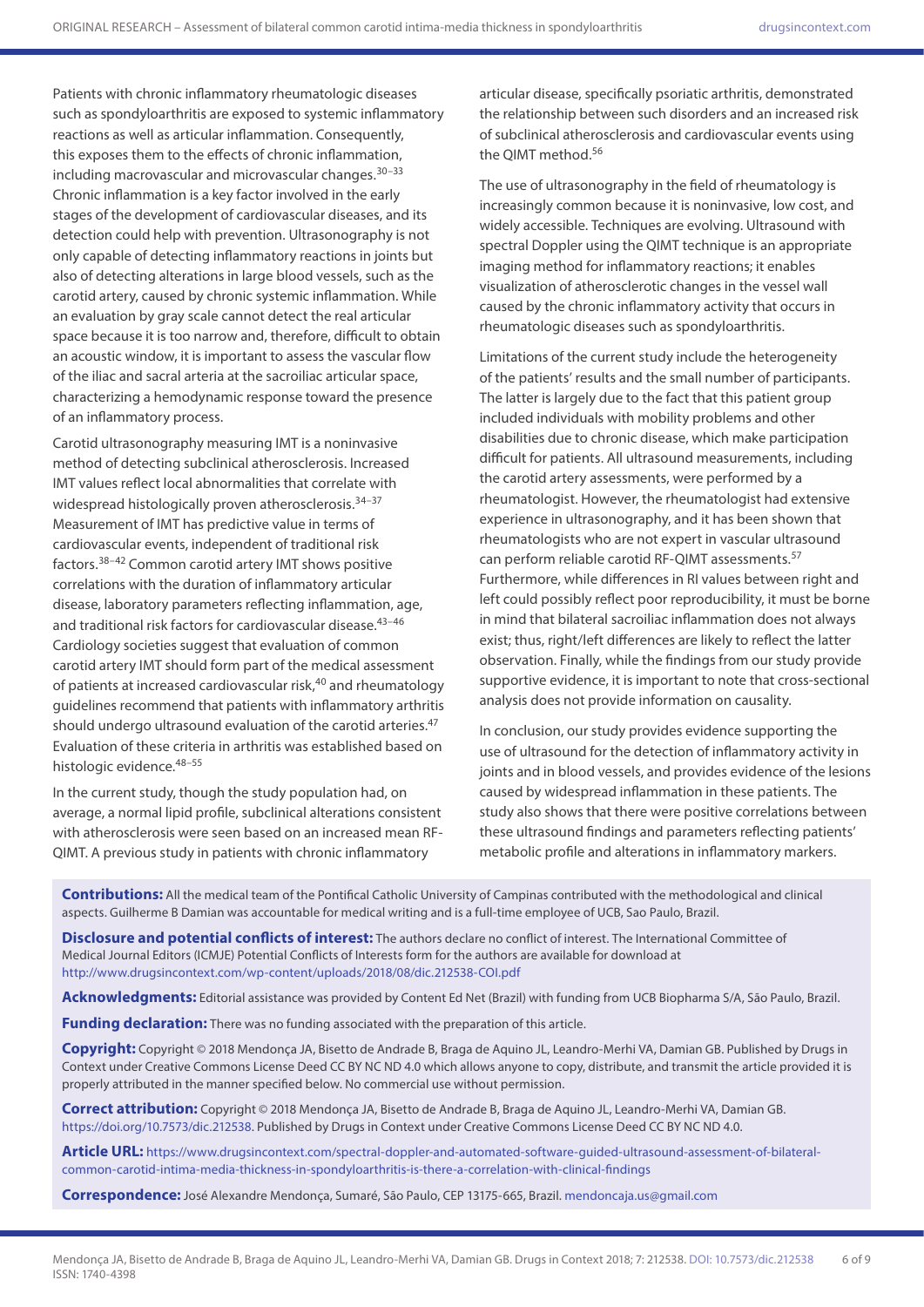Patients with chronic inflammatory rheumatologic diseases such as spondyloarthritis are exposed to systemic inflammatory reactions as well as articular inflammation. Consequently, this exposes them to the effects of chronic inflammation, including macrovascular and microvascular changes.[30–33] Chronic inflammation is a key factor involved in the early stages of the development of cardiovascular diseases, and its detection could help with prevention. Ultrasonography is not only capable of detecting inflammatory reactions in joints but also of detecting alterations in large blood vessels, such as the carotid artery, caused by chronic systemic inflammation. While an evaluation by gray scale cannot detect the real articular space because it is too narrow and, therefore, difficult to obtain an acoustic window, it is important to assess the vascular flow of the iliac and sacral arteria at the sacroiliac articular space, characterizing a hemodynamic response toward the presence of an inflammatory process.

Carotid ultrasonography measuring IMT is a noninvasive method of detecting subclinical atherosclerosis. Increased IMT values reflect local abnormalities that correlate with widespread histologically proven atherosclerosis.[34–37] Measurement of IMT has predictive value in terms of cardiovascular events, independent of traditional risk factors.[38–42] Common carotid artery IMT shows positive correlations with the duration of inflammatory articular disease, laboratory parameters reflecting inflammation, age, and traditional risk factors for cardiovascular disease.[43–46] Cardiology societies suggest that evaluation of common carotid artery IMT should form part of the medical assessment of patients at increased cardiovascular risk,[40] and rheumatology guidelines recommend that patients with inflammatory arthritis should undergo ultrasound evaluation of the carotid arteries.[47] Evaluation of these criteria in arthritis was established based on histologic evidence.[48–55]

In the current study, though the study population had, on average, a normal lipid profile, subclinical alterations consistent with atherosclerosis were seen based on an increased mean RF-QIMT. A previous study in patients with chronic inflammatory articular disease, specifically psoriatic arthritis, demonstrated the relationship between such disorders and an increased risk of subclinical atherosclerosis and cardiovascular events using the QIMT method.[56]

The use of ultrasonography in the field of rheumatology is increasingly common because it is noninvasive, low cost, and widely accessible. Techniques are evolving. Ultrasound with spectral Doppler using the QIMT technique is an appropriate imaging method for inflammatory reactions; it enables visualization of atherosclerotic changes in the vessel wall caused by the chronic inflammatory activity that occurs in rheumatologic diseases such as spondyloarthritis.

Limitations of the current study include the heterogeneity of the patients' results and the small number of participants. The latter is largely due to the fact that this patient group included individuals with mobility problems and other disabilities due to chronic disease, which make participation difficult for patients. All ultrasound measurements, including the carotid artery assessments, were performed by a rheumatologist. However, the rheumatologist had extensive experience in ultrasonography, and it has been shown that rheumatologists who are not expert in vascular ultrasound can perform reliable carotid RF-QIMT assessments.[57] Furthermore, while differences in RI values between right and left could possibly reflect poor reproducibility, it must be borne in mind that bilateral sacroiliac inflammation does not always exist; thus, right/left differences are likely to reflect the latter observation. Finally, while the findings from our study provide supportive evidence, it is important to note that cross-sectional analysis does not provide information on causality.

In conclusion, our study provides evidence supporting the use of ultrasound for the detection of inflammatory activity in joints and in blood vessels, and provides evidence of the lesions caused by widespread inflammation in these patients. The study also shows that there were positive correlations between these ultrasound findings and parameters reflecting patients' metabolic profile and alterations in inflammatory markers.

**Contributions:** All the medical team of the Pontifical Catholic University of Campinas contributed with the methodological and clinical aspects. Guilherme B Damian was accountable for medical writing and is a full-time employee of UCB, Sao Paulo, Brazil.

**Disclosure and potential conflicts of interest:** The authors declare no conflict of interest. The International Committee of Medical Journal Editors (ICMJE) Potential Conflicts of Interests form for the authors are available for download at http://www.drugsincontext.com/wp-content/uploads/2018/08/dic.212538-COI.pdf

**Acknowledgments:** Editorial assistance was provided by Content Ed Net (Brazil) with funding from UCB Biopharma S/A, São Paulo, Brazil.

**Funding declaration:** There was no funding associated with the preparation of this article.

**Copyright:** Copyright © 2018 Mendonça JA, Bisetto de Andrade B, Braga de Aquino JL, Leandro-Merhi VA, Damian GB. Published by Drugs in Context under Creative Commons License Deed CC BY NC ND 4.0 which allows anyone to copy, distribute, and transmit the article provided it is properly attributed in the manner specified below. No commercial use without permission.

**Correct attribution:** Copyright © 2018 Mendonça JA, Bisetto de Andrade B, Braga de Aquino JL, Leandro-Merhi VA, Damian GB. https://doi.org/10.7573/dic.212538. Published by Drugs in Context under Creative Commons License Deed CC BY NC ND 4.0.

**Article URL:** https://www.drugsincontext.com/spectral-doppler-and-automated-software-guided-ultrasound-assessment-of-bilateral-common-carotid-intima-media-thickness-in-spondyloarthritis-is-there-a-correlation-with-clinical-findings

**Correspondence:** José Alexandre Mendonça, Sumaré, São Paulo, CEP 13175-665, Brazil. mendoncaja.us@gmail.com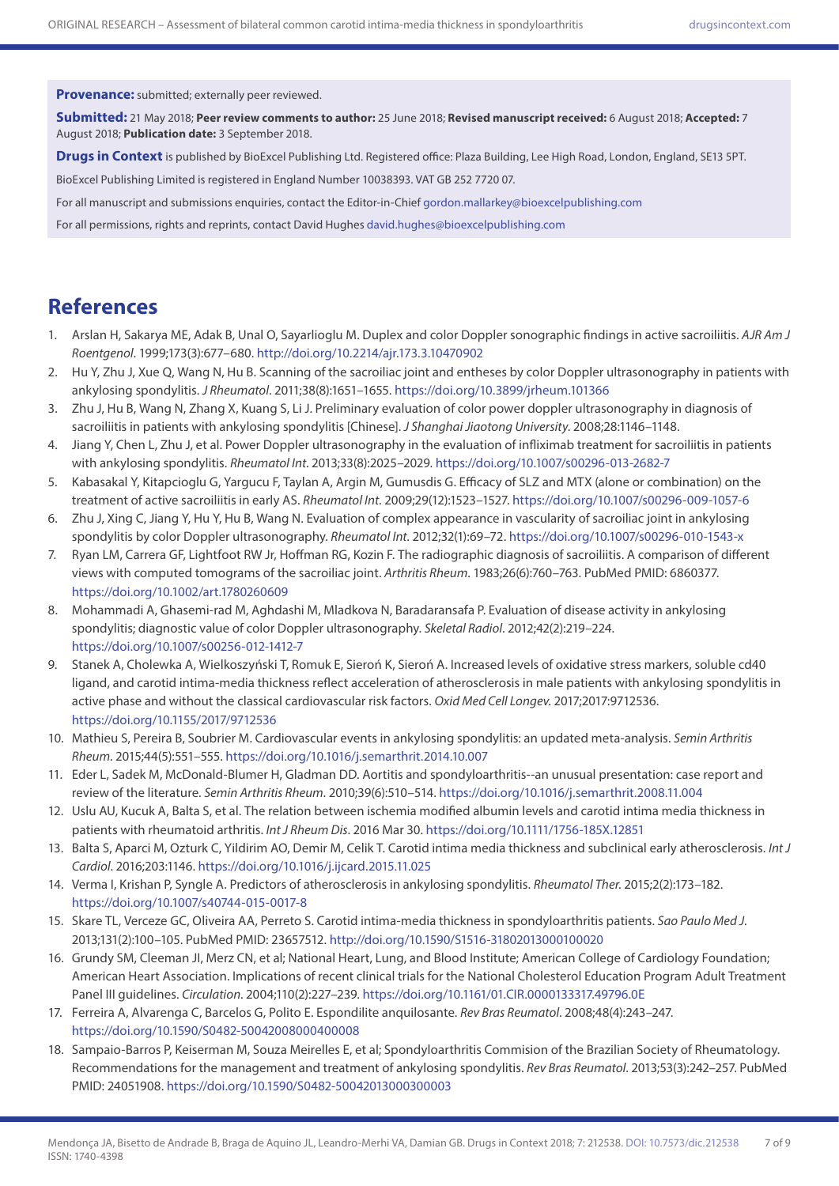**Provenance:** submitted; externally peer reviewed.

**Submitted:** 21 May 2018; **Peer review comments to author:** 25 June 2018; **Revised manuscript received:** 6 August 2018; **Accepted:** 7 August 2018; **Publication date:** 3 September 2018.

**Drugs in Context** is published by BioExcel Publishing Ltd. Registered office: Plaza Building, Lee High Road, London, England, SE13 5PT.

BioExcel Publishing Limited is registered in England Number 10038393. VAT GB 252 7720 07.

For all manuscript and submissions enquiries, contact the Editor-in-Chief gordon.mallarkey@bioexcelpublishing.com

For all permissions, rights and reprints, contact David Hughes david.hughes@bioexcelpublishing.com

## References

1. Arslan H, Sakarya ME, Adak B, Unal O, Sayarlioglu M. Duplex and color Doppler sonographic findings in active sacroiliitis. *AJR Am J Roentgenol*. 1999;173(3):677–680. http://doi.org/10.2214/ajr.173.3.10470902
2. Hu Y, Zhu J, Xue Q, Wang N, Hu B. Scanning of the sacroiliac joint and entheses by color Doppler ultrasonography in patients with ankylosing spondylitis. *J Rheumatol*. 2011;38(8):1651–1655. https://doi.org/10.3899/jrheum.101366
3. Zhu J, Hu B, Wang N, Zhang X, Kuang S, Li J. Preliminary evaluation of color power doppler ultrasonography in diagnosis of sacroiliitis in patients with ankylosing spondylitis [Chinese]. *J Shanghai Jiaotong University*. 2008;28:1146–1148.
4. Jiang Y, Chen L, Zhu J, et al. Power Doppler ultrasonography in the evaluation of infliximab treatment for sacroiliitis in patients with ankylosing spondylitis. *Rheumatol Int*. 2013;33(8):2025–2029. https://doi.org/10.1007/s00296-013-2682-7
5. Kabasakal Y, Kitapcioglu G, Yargucu F, Taylan A, Argin M, Gumusdis G. Efficacy of SLZ and MTX (alone or combination) on the treatment of active sacroiliitis in early AS. *Rheumatol Int*. 2009;29(12):1523–1527. https://doi.org/10.1007/s00296-009-1057-6
6. Zhu J, Xing C, Jiang Y, Hu Y, Hu B, Wang N. Evaluation of complex appearance in vascularity of sacroiliac joint in ankylosing spondylitis by color Doppler ultrasonography. *Rheumatol Int*. 2012;32(1):69–72. https://doi.org/10.1007/s00296-010-1543-x
7. Ryan LM, Carrera GF, Lightfoot RW Jr, Hoffman RG, Kozin F. The radiographic diagnosis of sacroiliitis. A comparison of different views with computed tomograms of the sacroiliac joint. *Arthritis Rheum*. 1983;26(6):760–763. PubMed PMID: 6860377. https://doi.org/10.1002/art.1780260609
8. Mohammadi A, Ghasemi-rad M, Aghdashi M, Mladkova N, Baradaransafa P. Evaluation of disease activity in ankylosing spondylitis; diagnostic value of color Doppler ultrasonography. *Skeletal Radiol*. 2012;42(2):219–224. https://doi.org/10.1007/s00256-012-1412-7
9. Stanek A, Cholewka A, Wielkoszyński T, Romuk E, Sieroń K, Sieroń A. Increased levels of oxidative stress markers, soluble cd40 ligand, and carotid intima-media thickness reflect acceleration of atherosclerosis in male patients with ankylosing spondylitis in active phase and without the classical cardiovascular risk factors. *Oxid Med Cell Longev*. 2017;2017:9712536. https://doi.org/10.1155/2017/9712536
10. Mathieu S, Pereira B, Soubrier M. Cardiovascular events in ankylosing spondylitis: an updated meta-analysis. *Semin Arthritis Rheum*. 2015;44(5):551–555. https://doi.org/10.1016/j.semarthrit.2014.10.007
11. Eder L, Sadek M, McDonald-Blumer H, Gladman DD. Aortitis and spondyloarthritis--an unusual presentation: case report and review of the literature. *Semin Arthritis Rheum*. 2010;39(6):510–514. https://doi.org/10.1016/j.semarthrit.2008.11.004
12. Uslu AU, Kucuk A, Balta S, et al. The relation between ischemia modified albumin levels and carotid intima media thickness in patients with rheumatoid arthritis. *Int J Rheum Dis*. 2016 Mar 30. https://doi.org/10.1111/1756-185X.12851
13. Balta S, Aparci M, Ozturk C, Yildirim AO, Demir M, Celik T. Carotid intima media thickness and subclinical early atherosclerosis. *Int J Cardiol*. 2016;203:1146. https://doi.org/10.1016/j.ijcard.2015.11.025
14. Verma I, Krishan P, Syngle A. Predictors of atherosclerosis in ankylosing spondylitis. *Rheumatol Ther*. 2015;2(2):173–182. https://doi.org/10.1007/s40744-015-0017-8
15. Skare TL, Verceze GC, Oliveira AA, Perreto S. Carotid intima-media thickness in spondyloarthritis patients. *Sao Paulo Med J*. 2013;131(2):100–105. PubMed PMID: 23657512. http://doi.org/10.1590/S1516-31802013000100020
16. Grundy SM, Cleeman JI, Merz CN, et al; National Heart, Lung, and Blood Institute; American College of Cardiology Foundation; American Heart Association. Implications of recent clinical trials for the National Cholesterol Education Program Adult Treatment Panel III guidelines. *Circulation*. 2004;110(2):227–239. https://doi.org/10.1161/01.CIR.0000133317.49796.0E
17. Ferreira A, Alvarenga C, Barcelos G, Polito E. Espondilite anquilosante. *Rev Bras Reumatol*. 2008;48(4):243–247. https://doi.org/10.1590/S0482-50042008000400008
18. Sampaio-Barros P, Keiserman M, Souza Meirelles E, et al; Spondyloarthritis Commision of the Brazilian Society of Rheumatology. Recommendations for the management and treatment of ankylosing spondylitis. *Rev Bras Reumatol*. 2013;53(3):242–257. PubMed PMID: 24051908. https://doi.org/10.1590/S0482-50042013000300003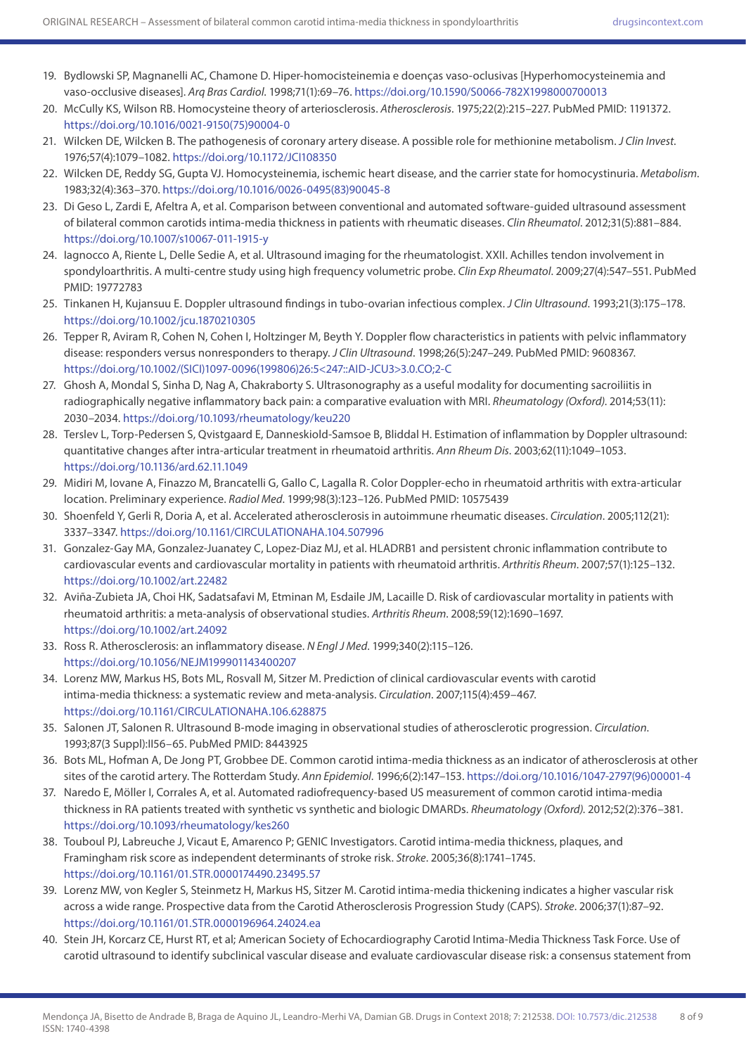19. Bydlowski SP, Magnanelli AC, Chamone D. Hiper-homocisteinemia e doenças vaso-oclusivas [Hyperhomocysteinemia and vaso-occlusive diseases]. *Arq Bras Cardiol*. 1998;71(1):69–76. https://doi.org/10.1590/S0066-782X1998000700013
20. McCully KS, Wilson RB. Homocysteine theory of arteriosclerosis. *Atherosclerosis*. 1975;22(2):215–227. PubMed PMID: 1191372. https://doi.org/10.1016/0021-9150(75)90004-0
21. Wilcken DE, Wilcken B. The pathogenesis of coronary artery disease. A possible role for methionine metabolism. *J Clin Invest*. 1976;57(4):1079–1082. https://doi.org/10.1172/JCI108350
22. Wilcken DE, Reddy SG, Gupta VJ. Homocysteinemia, ischemic heart disease, and the carrier state for homocystinuria. *Metabolism*. 1983;32(4):363–370. https://doi.org/10.1016/0026-0495(83)90045-8
23. Di Geso L, Zardi E, Afeltra A, et al. Comparison between conventional and automated software-guided ultrasound assessment of bilateral common carotids intima-media thickness in patients with rheumatic diseases. *Clin Rheumatol*. 2012;31(5):881–884. https://doi.org/10.1007/s10067-011-1915-y
24. Iagnocco A, Riente L, Delle Sedie A, et al. Ultrasound imaging for the rheumatologist. XXII. Achilles tendon involvement in spondyloarthritis. A multi-centre study using high frequency volumetric probe. *Clin Exp Rheumatol*. 2009;27(4):547–551. PubMed PMID: 19772783
25. Tinkanen H, Kujansuu E. Doppler ultrasound findings in tubo-ovarian infectious complex. *J Clin Ultrasound*. 1993;21(3):175–178. https://doi.org/10.1002/jcu.1870210305
26. Tepper R, Aviram R, Cohen N, Cohen I, Holtzinger M, Beyth Y. Doppler flow characteristics in patients with pelvic inflammatory disease: responders versus nonresponders to therapy. *J Clin Ultrasound*. 1998;26(5):247–249. PubMed PMID: 9608367. https://doi.org/10.1002/(SICI)1097-0096(199806)26:5<247::AID-JCU3>3.0.CO;2-C
27. Ghosh A, Mondal S, Sinha D, Nag A, Chakraborty S. Ultrasonography as a useful modality for documenting sacroiliitis in radiographically negative inflammatory back pain: a comparative evaluation with MRI. *Rheumatology (Oxford)*. 2014;53(11): 2030–2034. https://doi.org/10.1093/rheumatology/keu220
28. Terslev L, Torp-Pedersen S, Qvistgaard E, Danneskiold-Samsoe B, Bliddal H. Estimation of inflammation by Doppler ultrasound: quantitative changes after intra-articular treatment in rheumatoid arthritis. *Ann Rheum Dis*. 2003;62(11):1049–1053. https://doi.org/10.1136/ard.62.11.1049
29. Midiri M, Iovane A, Finazzo M, Brancatelli G, Gallo C, Lagalla R. Color Doppler-echo in rheumatoid arthritis with extra-articular location. Preliminary experience. *Radiol Med*. 1999;98(3):123–126. PubMed PMID: 10575439
30. Shoenfeld Y, Gerli R, Doria A, et al. Accelerated atherosclerosis in autoimmune rheumatic diseases. *Circulation*. 2005;112(21): 3337–3347. https://doi.org/10.1161/CIRCULATIONAHA.104.507996
31. Gonzalez-Gay MA, Gonzalez-Juanatey C, Lopez-Diaz MJ, et al. HLADRB1 and persistent chronic inflammation contribute to cardiovascular events and cardiovascular mortality in patients with rheumatoid arthritis. *Arthritis Rheum*. 2007;57(1):125–132. https://doi.org/10.1002/art.22482
32. Aviña-Zubieta JA, Choi HK, Sadatsafavi M, Etminan M, Esdaile JM, Lacaille D. Risk of cardiovascular mortality in patients with rheumatoid arthritis: a meta-analysis of observational studies. *Arthritis Rheum*. 2008;59(12):1690–1697. https://doi.org/10.1002/art.24092
33. Ross R. Atherosclerosis: an inflammatory disease. *N Engl J Med*. 1999;340(2):115–126. https://doi.org/10.1056/NEJM199901143400207
34. Lorenz MW, Markus HS, Bots ML, Rosvall M, Sitzer M. Prediction of clinical cardiovascular events with carotid intima-media thickness: a systematic review and meta-analysis. *Circulation*. 2007;115(4):459–467. https://doi.org/10.1161/CIRCULATIONAHA.106.628875
35. Salonen JT, Salonen R. Ultrasound B-mode imaging in observational studies of atherosclerotic progression. *Circulation*. 1993;87(3 Suppl):II56–65. PubMed PMID: 8443925
36. Bots ML, Hofman A, De Jong PT, Grobbee DE. Common carotid intima-media thickness as an indicator of atherosclerosis at other sites of the carotid artery. The Rotterdam Study. *Ann Epidemiol*. 1996;6(2):147–153. https://doi.org/10.1016/1047-2797(96)00001-4
37. Naredo E, Möller I, Corrales A, et al. Automated radiofrequency-based US measurement of common carotid intima-media thickness in RA patients treated with synthetic vs synthetic and biologic DMARDs. *Rheumatology (Oxford)*. 2012;52(2):376–381. https://doi.org/10.1093/rheumatology/kes260
38. Touboul PJ, Labreuche J, Vicaut E, Amarenco P; GENIC Investigators. Carotid intima-media thickness, plaques, and Framingham risk score as independent determinants of stroke risk. *Stroke*. 2005;36(8):1741–1745. https://doi.org/10.1161/01.STR.0000174490.23495.57
39. Lorenz MW, von Kegler S, Steinmetz H, Markus HS, Sitzer M. Carotid intima-media thickening indicates a higher vascular risk across a wide range. Prospective data from the Carotid Atherosclerosis Progression Study (CAPS). *Stroke*. 2006;37(1):87–92. https://doi.org/10.1161/01.STR.0000196964.24024.ea
40. Stein JH, Korcarz CE, Hurst RT, et al; American Society of Echocardiography Carotid Intima-Media Thickness Task Force. Use of carotid ultrasound to identify subclinical vascular disease and evaluate cardiovascular disease risk: a consensus statement from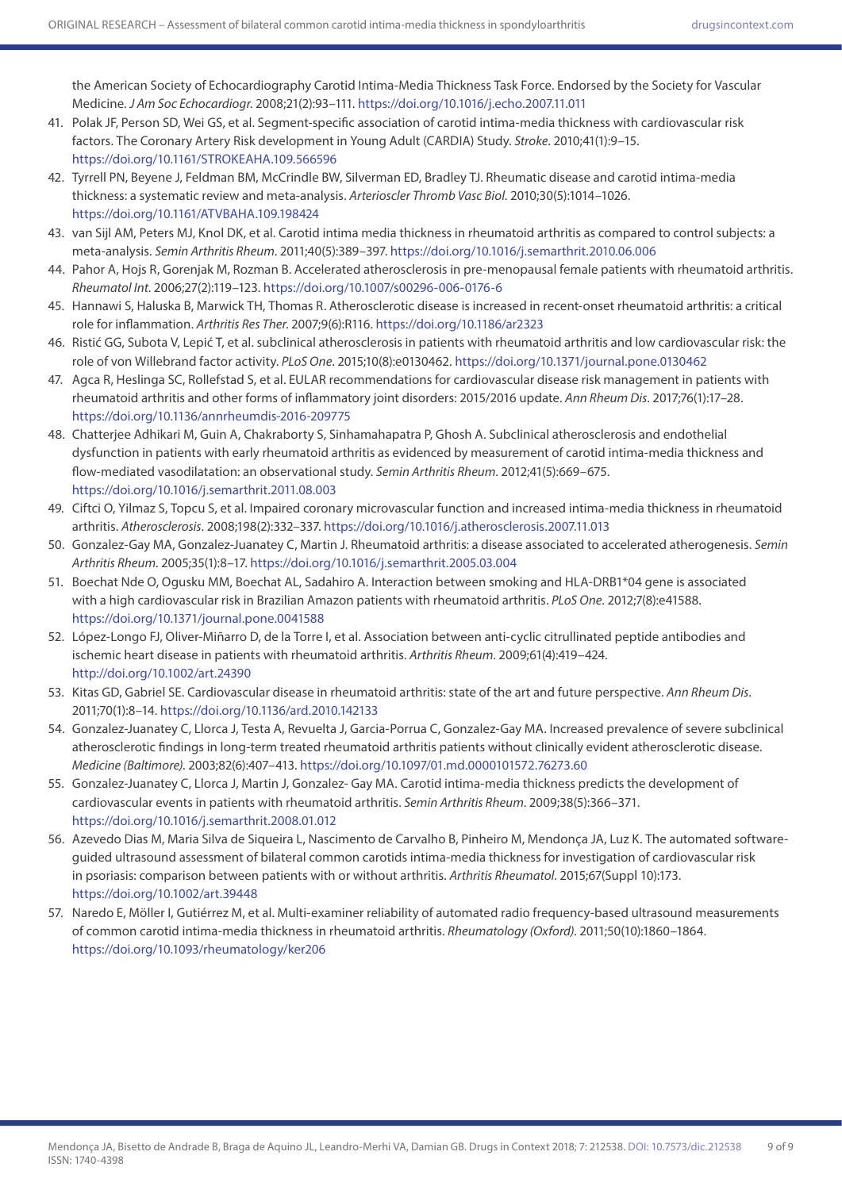the American Society of Echocardiography Carotid Intima-Media Thickness Task Force. Endorsed by the Society for Vascular Medicine. *J Am Soc Echocardiogr.* 2008;21(2):93–111. https://doi.org/10.1016/j.echo.2007.11.011

41. Polak JF, Person SD, Wei GS, et al. Segment-specific association of carotid intima-media thickness with cardiovascular risk factors. The Coronary Artery Risk development in Young Adult (CARDIA) Study. *Stroke.* 2010;41(1):9–15. https://doi.org/10.1161/STROKEAHA.109.566596
42. Tyrrell PN, Beyene J, Feldman BM, McCrindle BW, Silverman ED, Bradley TJ. Rheumatic disease and carotid intima-media thickness: a systematic review and meta-analysis. *Arterioscler Thromb Vasc Biol.* 2010;30(5):1014–1026. https://doi.org/10.1161/ATVBAHA.109.198424
43. van Sijl AM, Peters MJ, Knol DK, et al. Carotid intima media thickness in rheumatoid arthritis as compared to control subjects: a meta-analysis. *Semin Arthritis Rheum*. 2011;40(5):389–397. https://doi.org/10.1016/j.semarthrit.2010.06.006
44. Pahor A, Hojs R, Gorenjak M, Rozman B. Accelerated atherosclerosis in pre-menopausal female patients with rheumatoid arthritis. *Rheumatol Int*. 2006;27(2):119–123. https://doi.org/10.1007/s00296-006-0176-6
45. Hannawi S, Haluska B, Marwick TH, Thomas R. Atherosclerotic disease is increased in recent-onset rheumatoid arthritis: a critical role for inflammation. *Arthritis Res Ther*. 2007;9(6):R116. https://doi.org/10.1186/ar2323
46. Ristić GG, Subota V, Lepić T, et al. subclinical atherosclerosis in patients with rheumatoid arthritis and low cardiovascular risk: the role of von Willebrand factor activity. *PLoS One*. 2015;10(8):e0130462. https://doi.org/10.1371/journal.pone.0130462
47. Agca R, Heslinga SC, Rollefstad S, et al. EULAR recommendations for cardiovascular disease risk management in patients with rheumatoid arthritis and other forms of inflammatory joint disorders: 2015/2016 update. *Ann Rheum Dis*. 2017;76(1):17–28. https://doi.org/10.1136/annrheumdis-2016-209775
48. Chatterjee Adhikari M, Guin A, Chakraborty S, Sinhamahapatra P, Ghosh A. Subclinical atherosclerosis and endothelial dysfunction in patients with early rheumatoid arthritis as evidenced by measurement of carotid intima-media thickness and flow-mediated vasodilatation: an observational study. *Semin Arthritis Rheum*. 2012;41(5):669–675. https://doi.org/10.1016/j.semarthrit.2011.08.003
49. Ciftci O, Yilmaz S, Topcu S, et al. Impaired coronary microvascular function and increased intima-media thickness in rheumatoid arthritis. *Atherosclerosis*. 2008;198(2):332–337. https://doi.org/10.1016/j.atherosclerosis.2007.11.013
50. Gonzalez-Gay MA, Gonzalez-Juanatey C, Martin J. Rheumatoid arthritis: a disease associated to accelerated atherogenesis. *Semin Arthritis Rheum*. 2005;35(1):8–17. https://doi.org/10.1016/j.semarthrit.2005.03.004
51. Boechat Nde O, Ogusku MM, Boechat AL, Sadahiro A. Interaction between smoking and HLA-DRB1*04 gene is associated with a high cardiovascular risk in Brazilian Amazon patients with rheumatoid arthritis. *PLoS One*. 2012;7(8):e41588. https://doi.org/10.1371/journal.pone.0041588
52. López-Longo FJ, Oliver-Miñarro D, de la Torre I, et al. Association between anti-cyclic citrullinated peptide antibodies and ischemic heart disease in patients with rheumatoid arthritis. *Arthritis Rheum*. 2009;61(4):419–424. http://doi.org/10.1002/art.24390
53. Kitas GD, Gabriel SE. Cardiovascular disease in rheumatoid arthritis: state of the art and future perspective. *Ann Rheum Dis*. 2011;70(1):8–14. https://doi.org/10.1136/ard.2010.142133
54. Gonzalez-Juanatey C, Llorca J, Testa A, Revuelta J, Garcia-Porrua C, Gonzalez-Gay MA. Increased prevalence of severe subclinical atherosclerotic findings in long-term treated rheumatoid arthritis patients without clinically evident atherosclerotic disease. *Medicine (Baltimore)*. 2003;82(6):407–413. https://doi.org/10.1097/01.md.0000101572.76273.60
55. Gonzalez-Juanatey C, Llorca J, Martin J, Gonzalez- Gay MA. Carotid intima-media thickness predicts the development of cardiovascular events in patients with rheumatoid arthritis. *Semin Arthritis Rheum*. 2009;38(5):366–371. https://doi.org/10.1016/j.semarthrit.2008.01.012
56. Azevedo Dias M, Maria Silva de Siqueira L, Nascimento de Carvalho B, Pinheiro M, Mendonça JA, Luz K. The automated software-guided ultrasound assessment of bilateral common carotids intima-media thickness for investigation of cardiovascular risk in psoriasis: comparison between patients with or without arthritis. *Arthritis Rheumatol*. 2015;67(Suppl 10):173. https://doi.org/10.1002/art.39448
57. Naredo E, Möller I, Gutiérrez M, et al. Multi-examiner reliability of automated radio frequency-based ultrasound measurements of common carotid intima-media thickness in rheumatoid arthritis. *Rheumatology (Oxford)*. 2011;50(10):1860–1864. https://doi.org/10.1093/rheumatology/ker206